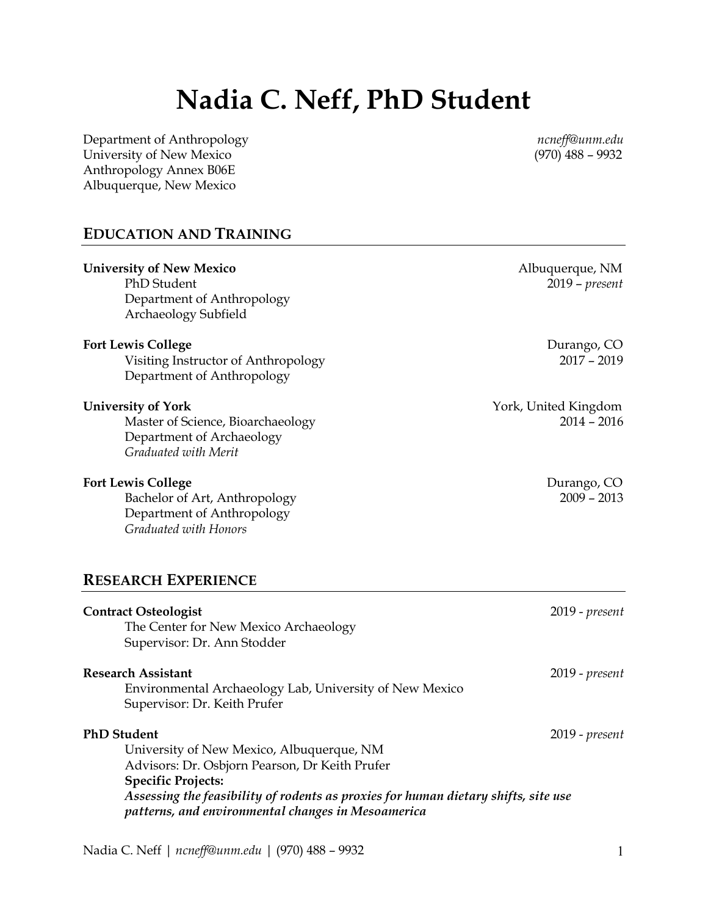# Nadia C. Neff, PhD Student

Department of Anthropology
University of New Mexico
Anthropology Annex B06E
Albuquerque, New Mexico

*ncneff@unm.edu*
(970) 488 – 9932

## EDUCATION AND TRAINING

**University of New Mexico** — Albuquerque, NM
PhD Student — 2019 – *present*
Department of Anthropology
Archaeology Subfield

**Fort Lewis College** — Durango, CO
Visiting Instructor of Anthropology — 2017 – 2019
Department of Anthropology

**University of York** — York, United Kingdom
Master of Science, Bioarchaeology — 2014 – 2016
Department of Archaeology
*Graduated with Merit*

**Fort Lewis College** — Durango, CO
Bachelor of Art, Anthropology — 2009 – 2013
Department of Anthropology
*Graduated with Honors*

## RESEARCH EXPERIENCE

**Contract Osteologist** — 2019 - *present*
The Center for New Mexico Archaeology
Supervisor: Dr. Ann Stodder

**Research Assistant** — 2019 - *present*
Environmental Archaeology Lab, University of New Mexico
Supervisor: Dr. Keith Prufer

**PhD Student** — 2019 - *present*
University of New Mexico, Albuquerque, NM
Advisors: Dr. Osbjorn Pearson, Dr Keith Prufer
**Specific Projects:**
***Assessing the feasibility of rodents as proxies for human dietary shifts, site use patterns, and environmental changes in Mesoamerica***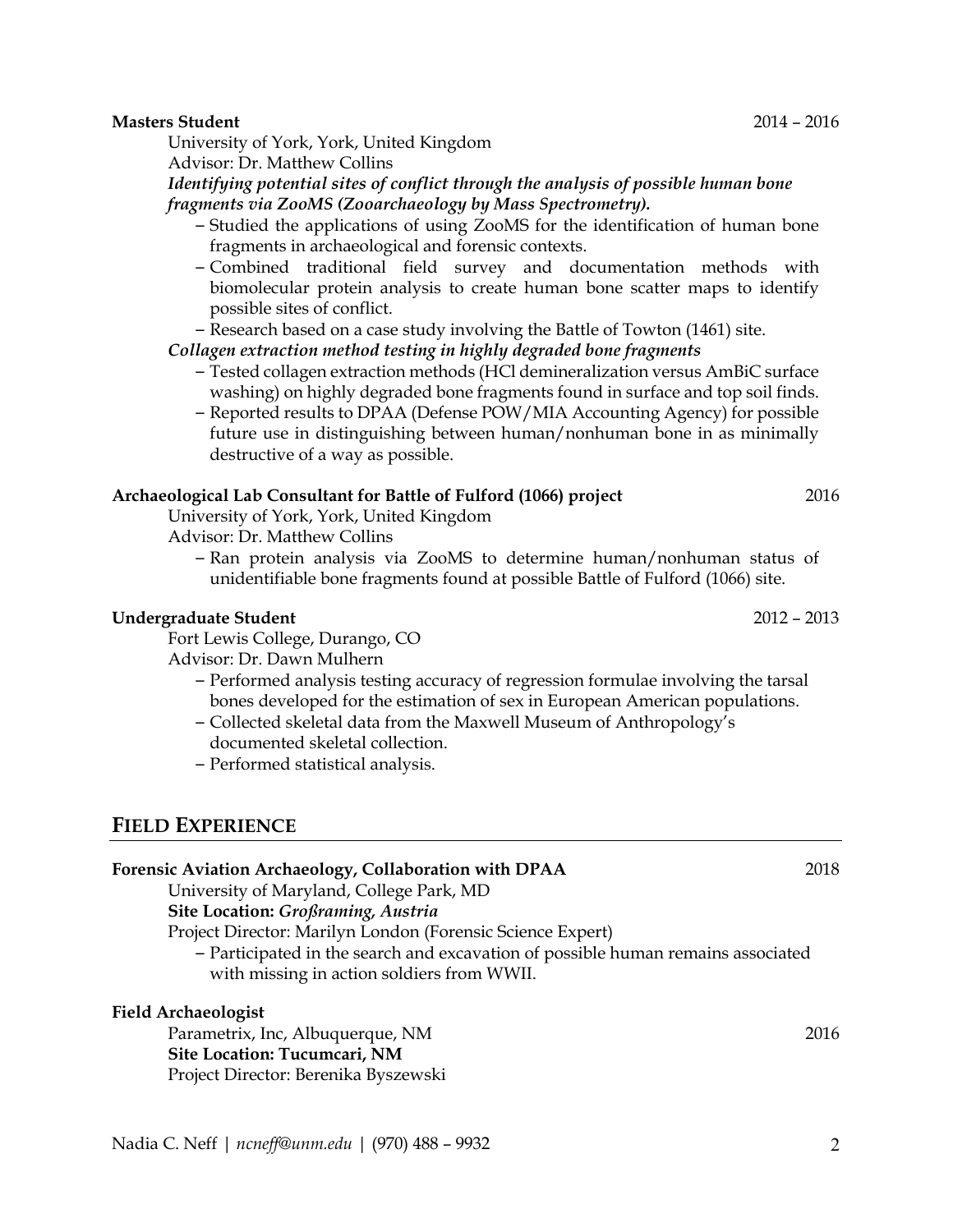**Masters Student** 2014 – 2016

University of York, York, United Kingdom

Advisor: Dr. Matthew Collins

***Identifying potential sites of conflict through the analysis of possible human bone fragments via ZooMS (Zooarchaeology by Mass Spectrometry).***

- Studied the applications of using ZooMS for the identification of human bone fragments in archaeological and forensic contexts.
- Combined traditional field survey and documentation methods with biomolecular protein analysis to create human bone scatter maps to identify possible sites of conflict.
- Research based on a case study involving the Battle of Towton (1461) site.

***Collagen extraction method testing in highly degraded bone fragments***

- Tested collagen extraction methods (HCl demineralization versus AmBiC surface washing) on highly degraded bone fragments found in surface and top soil finds.
- Reported results to DPAA (Defense POW/MIA Accounting Agency) for possible future use in distinguishing between human/nonhuman bone in as minimally destructive of a way as possible.

**Archaeological Lab Consultant for Battle of Fulford (1066) project** 2016

University of York, York, United Kingdom

Advisor: Dr. Matthew Collins

- Ran protein analysis via ZooMS to determine human/nonhuman status of unidentifiable bone fragments found at possible Battle of Fulford (1066) site.

**Undergraduate Student** 2012 – 2013

Fort Lewis College, Durango, CO

Advisor: Dr. Dawn Mulhern

- Performed analysis testing accuracy of regression formulae involving the tarsal bones developed for the estimation of sex in European American populations.
- Collected skeletal data from the Maxwell Museum of Anthropology's documented skeletal collection.
- Performed statistical analysis.

## FIELD EXPERIENCE

**Forensic Aviation Archaeology, Collaboration with DPAA** 2018

University of Maryland, College Park, MD

**Site Location:** ***Großraming, Austria***

Project Director: Marilyn London (Forensic Science Expert)

- Participated in the search and excavation of possible human remains associated with missing in action soldiers from WWII.

**Field Archaeologist**

Parametrix, Inc, Albuquerque, NM 2016

**Site Location: Tucumcari, NM**

Project Director: Berenika Byszewski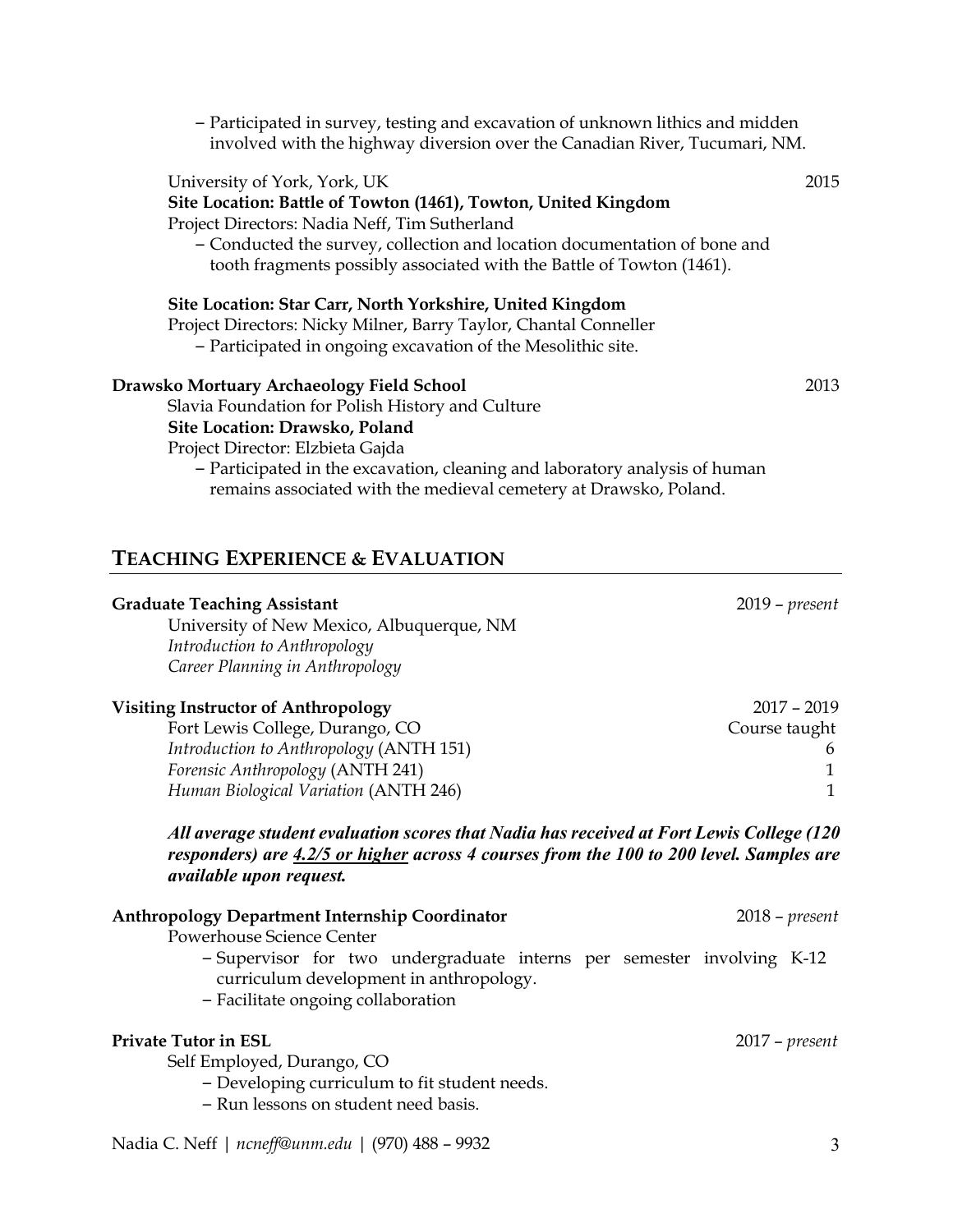- Participated in survey, testing and excavation of unknown lithics and midden involved with the highway diversion over the Canadian River, Tucumari, NM.

University of York, York, UK — 2015

**Site Location: Battle of Towton (1461), Towton, United Kingdom**

Project Directors: Nadia Neff, Tim Sutherland

- Conducted the survey, collection and location documentation of bone and tooth fragments possibly associated with the Battle of Towton (1461).

**Site Location: Star Carr, North Yorkshire, United Kingdom**

Project Directors: Nicky Milner, Barry Taylor, Chantal Conneller

- Participated in ongoing excavation of the Mesolithic site.

**Drawsko Mortuary Archaeology Field School** — 2013

Slavia Foundation for Polish History and Culture

**Site Location: Drawsko, Poland**

Project Director: Elzbieta Gajda

- Participated in the excavation, cleaning and laboratory analysis of human remains associated with the medieval cemetery at Drawsko, Poland.

## TEACHING EXPERIENCE & EVALUATION

**Graduate Teaching Assistant** — 2019 – *present*

University of New Mexico, Albuquerque, NM

*Introduction to Anthropology*

*Career Planning in Anthropology*

**Visiting Instructor of Anthropology** — 2017 – 2019

Fort Lewis College, Durango, CO

| Course | Course taught |
| --- | --- |
| *Introduction to Anthropology* (ANTH 151) | 6 |
| *Forensic Anthropology* (ANTH 241) | 1 |
| *Human Biological Variation* (ANTH 246) | 1 |

***All average student evaluation scores that Nadia has received at Fort Lewis College (120 responders) are 4.2/5 or higher across 4 courses from the 100 to 200 level. Samples are available upon request.***

**Anthropology Department Internship Coordinator** — 2018 – *present*

Powerhouse Science Center

- Supervisor for two undergraduate interns per semester involving K-12 curriculum development in anthropology.
- Facilitate ongoing collaboration

**Private Tutor in ESL** — 2017 – *present*

Self Employed, Durango, CO

- Developing curriculum to fit student needs.
- Run lessons on student need basis.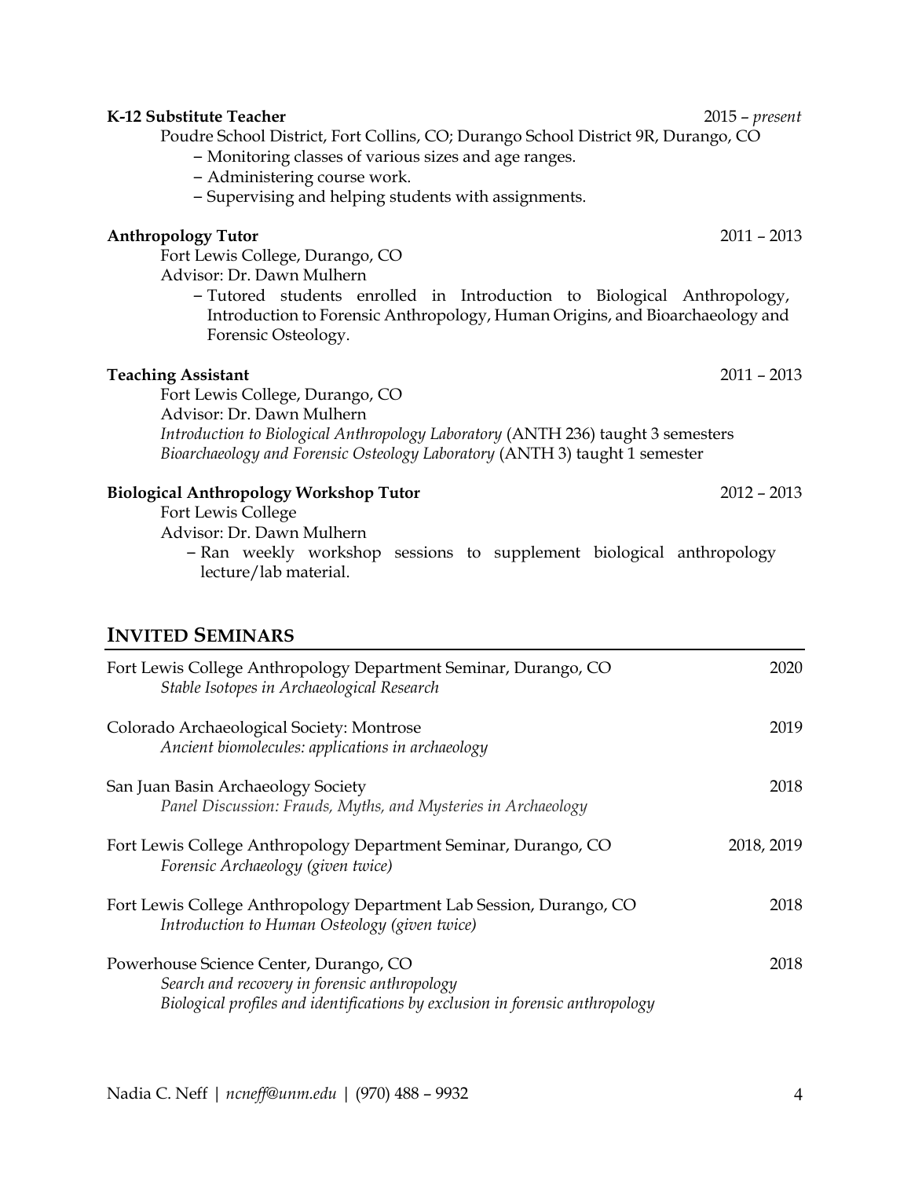**K-12 Substitute Teacher** — 2015 – *present*

Poudre School District, Fort Collins, CO; Durango School District 9R, Durango, CO

- Monitoring classes of various sizes and age ranges.
- Administering course work.
- Supervising and helping students with assignments.

**Anthropology Tutor** — 2011 – 2013

Fort Lewis College, Durango, CO
Advisor: Dr. Dawn Mulhern

- Tutored students enrolled in Introduction to Biological Anthropology, Introduction to Forensic Anthropology, Human Origins, and Bioarchaeology and Forensic Osteology.

**Teaching Assistant** — 2011 – 2013

Fort Lewis College, Durango, CO
Advisor: Dr. Dawn Mulhern
*Introduction to Biological Anthropology Laboratory* (ANTH 236) taught 3 semesters
*Bioarchaeology and Forensic Osteology Laboratory* (ANTH 3) taught 1 semester

**Biological Anthropology Workshop Tutor** — 2012 – 2013

Fort Lewis College
Advisor: Dr. Dawn Mulhern

- Ran weekly workshop sessions to supplement biological anthropology lecture/lab material.

## INVITED SEMINARS

Fort Lewis College Anthropology Department Seminar, Durango, CO — 2020
*Stable Isotopes in Archaeological Research*

Colorado Archaeological Society: Montrose — 2019
*Ancient biomolecules: applications in archaeology*

San Juan Basin Archaeology Society — 2018
*Panel Discussion: Frauds, Myths, and Mysteries in Archaeology*

Fort Lewis College Anthropology Department Seminar, Durango, CO — 2018, 2019
*Forensic Archaeology (given twice)*

Fort Lewis College Anthropology Department Lab Session, Durango, CO — 2018
*Introduction to Human Osteology (given twice)*

Powerhouse Science Center, Durango, CO — 2018
*Search and recovery in forensic anthropology*
*Biological profiles and identifications by exclusion in forensic anthropology*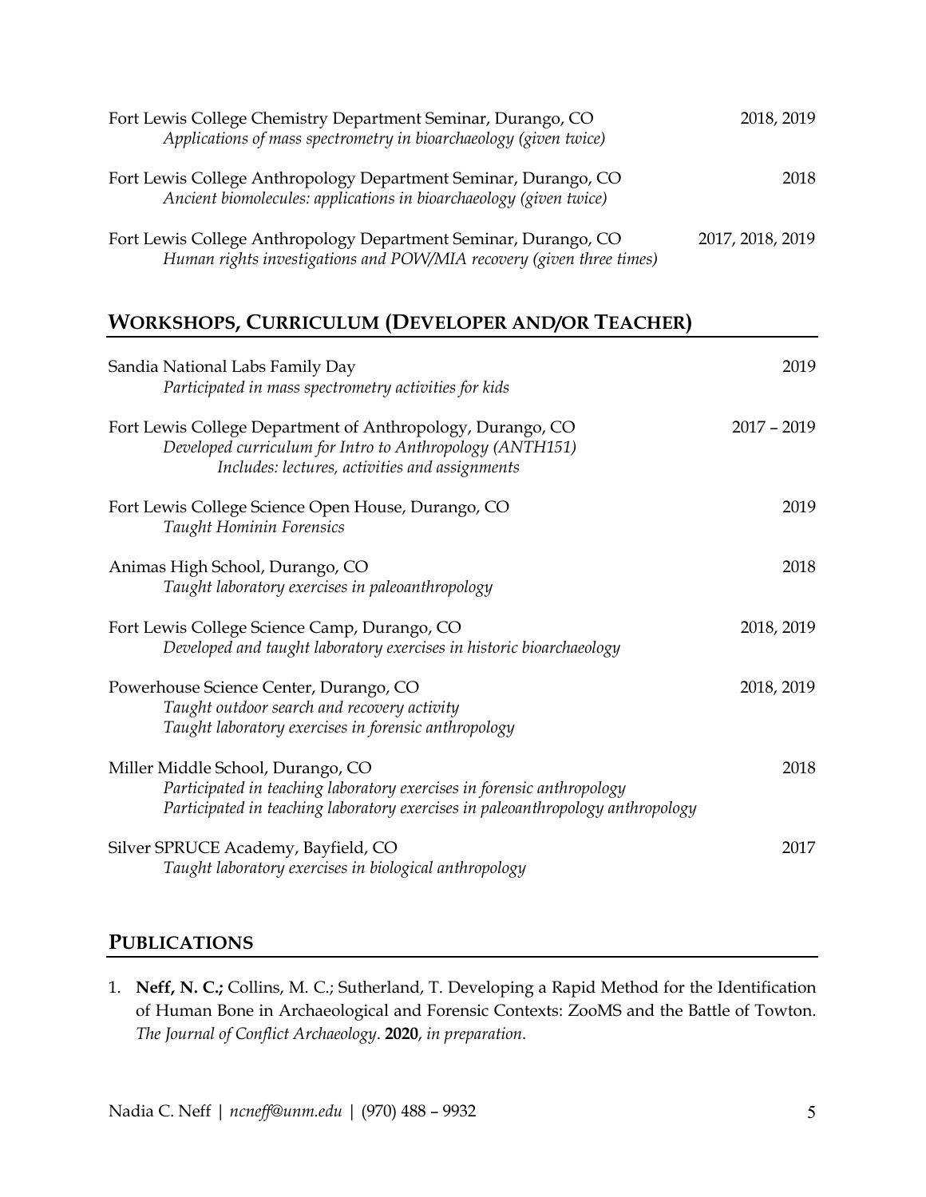Fort Lewis College Chemistry Department Seminar, Durango, CO — 2018, 2019
*Applications of mass spectrometry in bioarchaeology (given twice)*

Fort Lewis College Anthropology Department Seminar, Durango, CO — 2018
*Ancient biomolecules: applications in bioarchaeology (given twice)*

Fort Lewis College Anthropology Department Seminar, Durango, CO — 2017, 2018, 2019
*Human rights investigations and POW/MIA recovery (given three times)*

## WORKSHOPS, CURRICULUM (DEVELOPER AND/OR TEACHER)

Sandia National Labs Family Day — 2019
*Participated in mass spectrometry activities for kids*

Fort Lewis College Department of Anthropology, Durango, CO — 2017 – 2019
*Developed curriculum for Intro to Anthropology (ANTH151)*
*Includes: lectures, activities and assignments*

Fort Lewis College Science Open House, Durango, CO — 2019
*Taught Hominin Forensics*

Animas High School, Durango, CO — 2018
*Taught laboratory exercises in paleoanthropology*

Fort Lewis College Science Camp, Durango, CO — 2018, 2019
*Developed and taught laboratory exercises in historic bioarchaeology*

Powerhouse Science Center, Durango, CO — 2018, 2019
*Taught outdoor search and recovery activity*
*Taught laboratory exercises in forensic anthropology*

Miller Middle School, Durango, CO — 2018
*Participated in teaching laboratory exercises in forensic anthropology*
*Participated in teaching laboratory exercises in paleoanthropology anthropology*

Silver SPRUCE Academy, Bayfield, CO — 2017
*Taught laboratory exercises in biological anthropology*

## PUBLICATIONS

1. **Neff, N. C.;** Collins, M. C.; Sutherland, T. Developing a Rapid Method for the Identification of Human Bone in Archaeological and Forensic Contexts: ZooMS and the Battle of Towton. *The Journal of Conflict Archaeology*. **2020**, *in preparation*.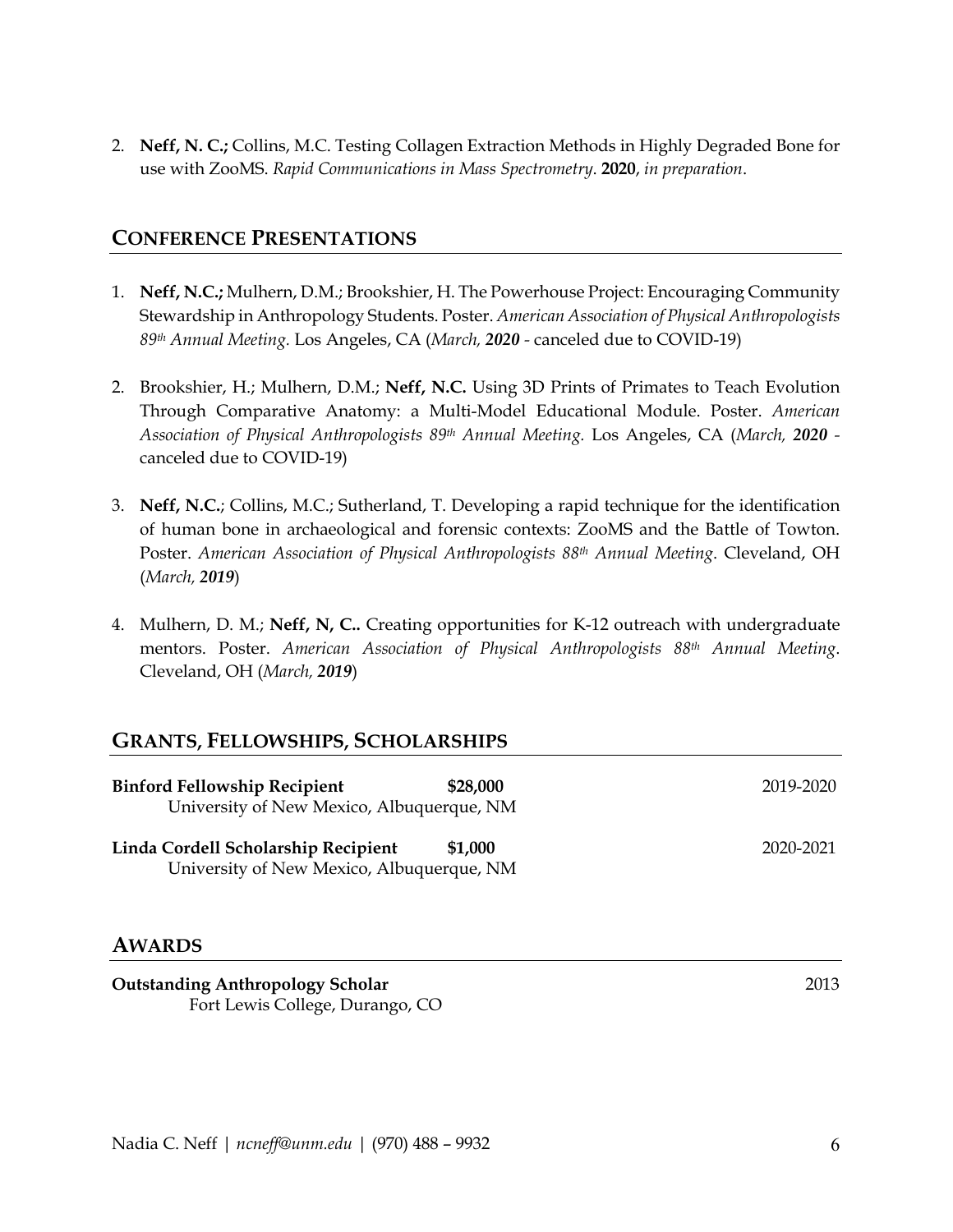2. **Neff, N. C.;** Collins, M.C. Testing Collagen Extraction Methods in Highly Degraded Bone for use with ZooMS. *Rapid Communications in Mass Spectrometry*. **2020**, *in preparation*.

## CONFERENCE PRESENTATIONS

1. **Neff, N.C.;** Mulhern, D.M.; Brookshier, H. The Powerhouse Project: Encouraging Community Stewardship in Anthropology Students. Poster. *American Association of Physical Anthropologists 89th Annual Meeting.* Los Angeles, CA (*March, **2020*** - canceled due to COVID-19)

2. Brookshier, H.; Mulhern, D.M.; **Neff, N.C.** Using 3D Prints of Primates to Teach Evolution Through Comparative Anatomy: a Multi-Model Educational Module. Poster. *American Association of Physical Anthropologists 89th Annual Meeting.* Los Angeles, CA (*March, **2020*** - canceled due to COVID-19)

3. **Neff, N.C.**; Collins, M.C.; Sutherland, T. Developing a rapid technique for the identification of human bone in archaeological and forensic contexts: ZooMS and the Battle of Towton. Poster. *American Association of Physical Anthropologists 88th Annual Meeting*. Cleveland, OH (*March, **2019***)

4. Mulhern, D. M.; **Neff, N, C..** Creating opportunities for K-12 outreach with undergraduate mentors. Poster. *American Association of Physical Anthropologists 88th Annual Meeting*. Cleveland, OH (*March, **2019***)

## GRANTS, FELLOWSHIPS, SCHOLARSHIPS

**Binford Fellowship Recipient** **$28,000** 2019-2020
University of New Mexico, Albuquerque, NM

**Linda Cordell Scholarship Recipient** **$1,000** 2020-2021
University of New Mexico, Albuquerque, NM

## AWARDS

**Outstanding Anthropology Scholar** 2013
Fort Lewis College, Durango, CO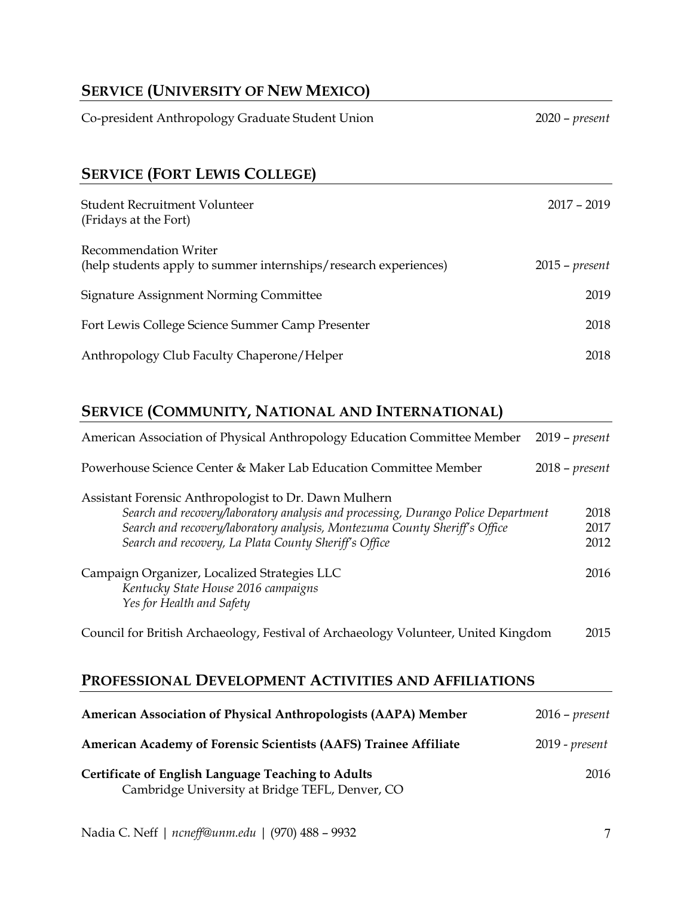## SERVICE (UNIVERSITY OF NEW MEXICO)

Co-president Anthropology Graduate Student Union — 2020 – *present*

## SERVICE (FORT LEWIS COLLEGE)

Student Recruitment Volunteer — 2017 – 2019
(Fridays at the Fort)

Recommendation Writer — 2015 – *present*
(help students apply to summer internships/research experiences)

Signature Assignment Norming Committee — 2019

Fort Lewis College Science Summer Camp Presenter — 2018

Anthropology Club Faculty Chaperone/Helper — 2018

## SERVICE (COMMUNITY, NATIONAL AND INTERNATIONAL)

American Association of Physical Anthropology Education Committee Member — 2019 – *present*

Powerhouse Science Center & Maker Lab Education Committee Member — 2018 – *present*

Assistant Forensic Anthropologist to Dr. Dawn Mulhern
- *Search and recovery/laboratory analysis and processing, Durango Police Department* — 2018
- *Search and recovery/laboratory analysis, Montezuma County Sheriff's Office* — 2017
- *Search and recovery, La Plata County Sheriff's Office* — 2012

Campaign Organizer, Localized Strategies LLC — 2016
- *Kentucky State House 2016 campaigns*
- *Yes for Health and Safety*

Council for British Archaeology, Festival of Archaeology Volunteer, United Kingdom — 2015

## PROFESSIONAL DEVELOPMENT ACTIVITIES AND AFFILIATIONS

**American Association of Physical Anthropologists (AAPA) Member** — 2016 – *present*

**American Academy of Forensic Scientists (AAFS) Trainee Affiliate** — 2019 - *present*

**Certificate of English Language Teaching to Adults** — 2016
Cambridge University at Bridge TEFL, Denver, CO

Nadia C. Neff | *ncneff@unm.edu* | (970) 488 – 9932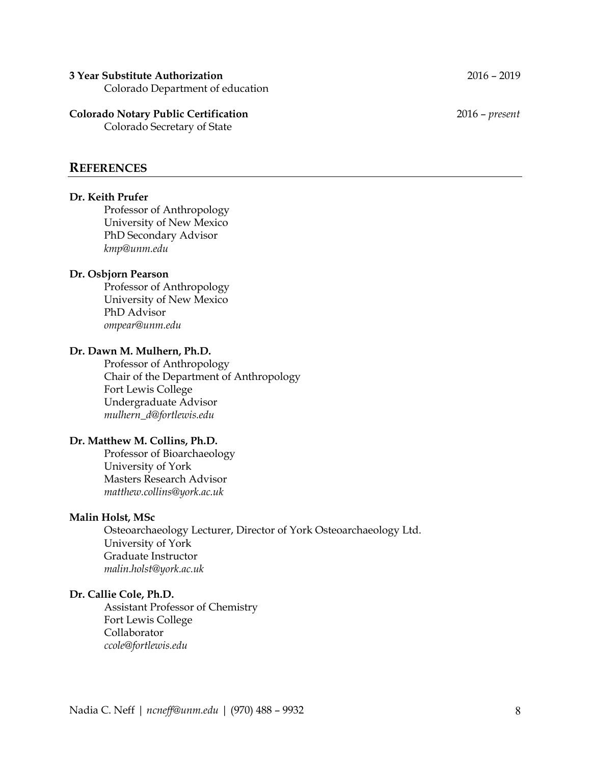**3 Year Substitute Authorization** 2016 – 2019
Colorado Department of education

**Colorado Notary Public Certification** 2016 – *present*
Colorado Secretary of State

## REFERENCES

**Dr. Keith Prufer**
Professor of Anthropology
University of New Mexico
PhD Secondary Advisor
*kmp@unm.edu*

**Dr. Osbjorn Pearson**
Professor of Anthropology
University of New Mexico
PhD Advisor
*ompear@unm.edu*

**Dr. Dawn M. Mulhern, Ph.D.**
Professor of Anthropology
Chair of the Department of Anthropology
Fort Lewis College
Undergraduate Advisor
*mulhern_d@fortlewis.edu*

**Dr. Matthew M. Collins, Ph.D.**
Professor of Bioarchaeology
University of York
Masters Research Advisor
*matthew.collins@york.ac.uk*

**Malin Holst, MSc**
Osteoarchaeology Lecturer, Director of York Osteoarchaeology Ltd.
University of York
Graduate Instructor
*malin.holst@york.ac.uk*

**Dr. Callie Cole, Ph.D.**
Assistant Professor of Chemistry
Fort Lewis College
Collaborator
*ccole@fortlewis.edu*